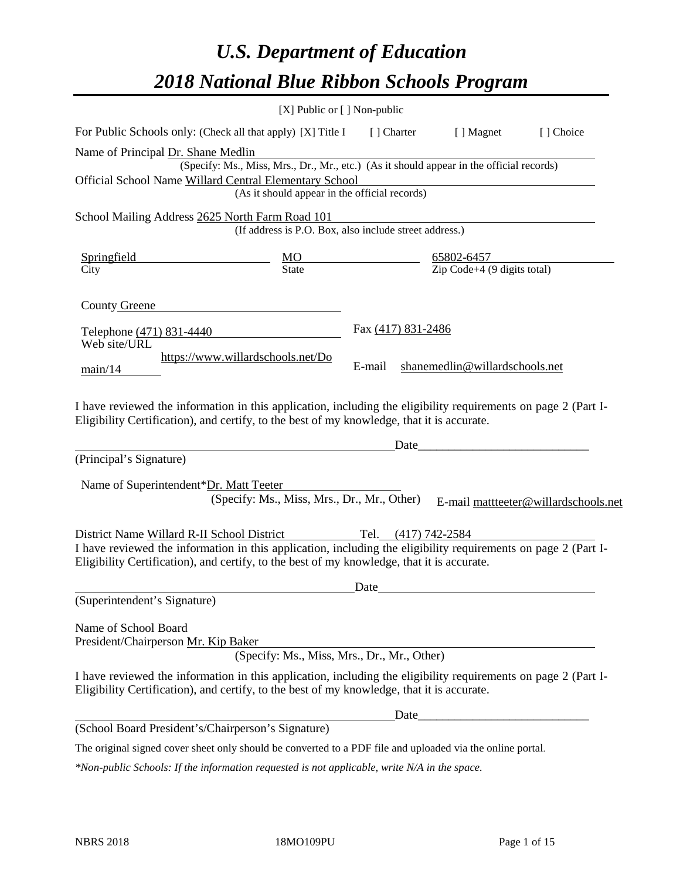# *U.S. Department of Education*

# *2018 National Blue Ribbon Schools Program*

[X] Public or [ ] Non-public

For Public Schools only: (Check all that apply) [X] Title I [ ] Charter [ ] Magnet [ ] Choice

Name of Principal Dr. Shane Medlin
(Specify: Ms., Miss, Mrs., Dr., Mr., etc.) (As it should appear in the official records)

Official School Name Willard Central Elementary School
(As it should appear in the official records)

School Mailing Address 2625 North Farm Road 101
(If address is P.O. Box, also include street address.)

| Springfield | MO | 65802-6457 |
|---|---|---|
| City | State | Zip Code+4 (9 digits total) |

County Greene

Telephone (471) 831-4440 Fax (417) 831-2486

Web site/URL https://www.willardschools.net/Domain/14 E-mail shanemedlin@willardschools.net

I have reviewed the information in this application, including the eligibility requirements on page 2 (Part I-Eligibility Certification), and certify, to the best of my knowledge, that it is accurate.

_______________________________________ Date_______________________

(Principal's Signature)

Name of Superintendent* Dr. Matt Teeter
(Specify: Ms., Miss, Mrs., Dr., Mr., Other) E-mail mattteeter@willardschools.net

District Name Willard R-II School District Tel. (417) 742-2584

I have reviewed the information in this application, including the eligibility requirements on page 2 (Part I-Eligibility Certification), and certify, to the best of my knowledge, that it is accurate.

_______________________________________ Date_______________________

(Superintendent's Signature)

Name of School Board
President/Chairperson Mr. Kip Baker
(Specify: Ms., Miss, Mrs., Dr., Mr., Other)

I have reviewed the information in this application, including the eligibility requirements on page 2 (Part I-Eligibility Certification), and certify, to the best of my knowledge, that it is accurate.

_______________________________________ Date_______________________

(School Board President's/Chairperson's Signature)

The original signed cover sheet only should be converted to a PDF file and uploaded via the online portal.

*\*Non-public Schools: If the information requested is not applicable, write N/A in the space.*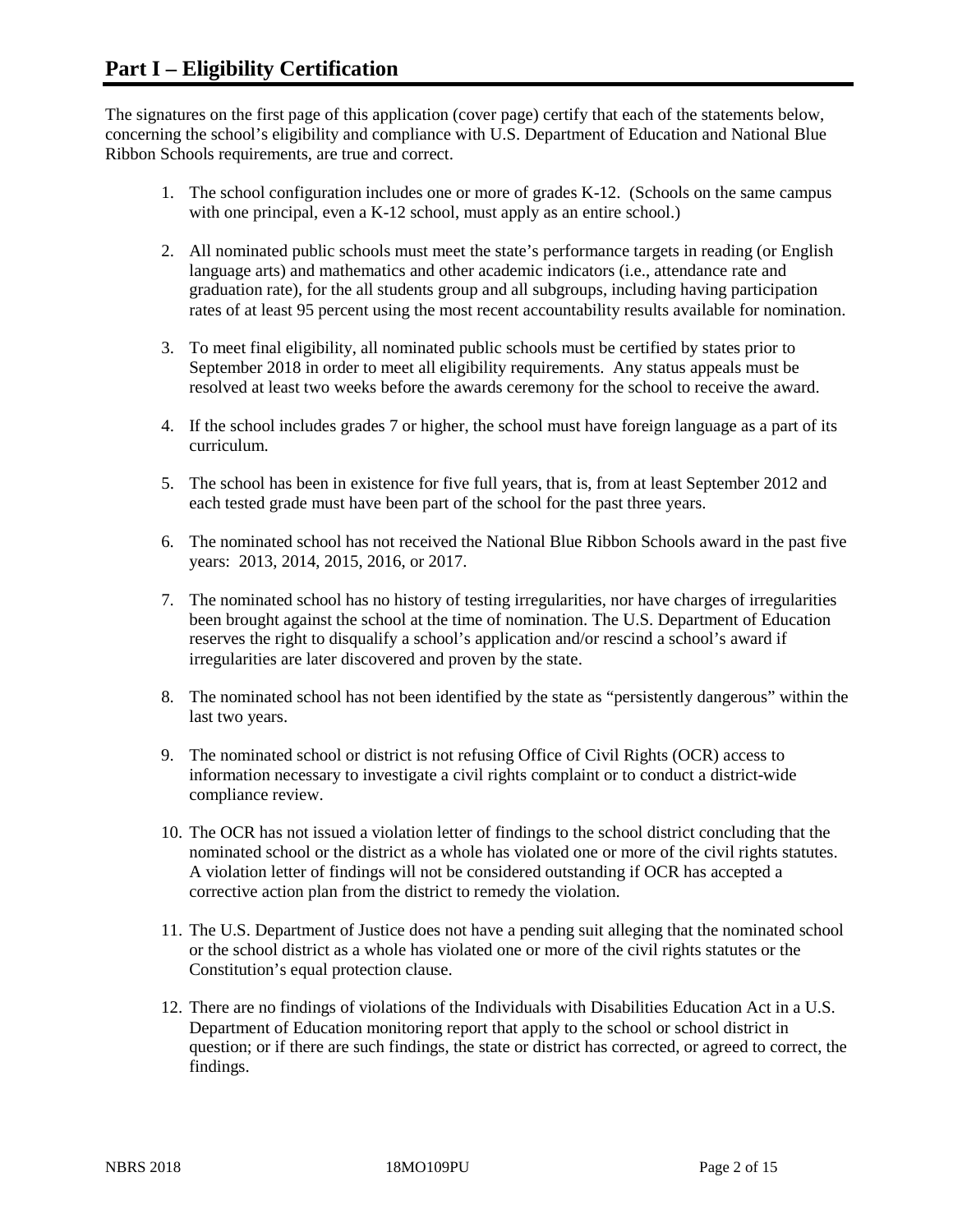# Part I – Eligibility Certification

The signatures on the first page of this application (cover page) certify that each of the statements below, concerning the school's eligibility and compliance with U.S. Department of Education and National Blue Ribbon Schools requirements, are true and correct.

1. The school configuration includes one or more of grades K-12. (Schools on the same campus with one principal, even a K-12 school, must apply as an entire school.)

2. All nominated public schools must meet the state's performance targets in reading (or English language arts) and mathematics and other academic indicators (i.e., attendance rate and graduation rate), for the all students group and all subgroups, including having participation rates of at least 95 percent using the most recent accountability results available for nomination.

3. To meet final eligibility, all nominated public schools must be certified by states prior to September 2018 in order to meet all eligibility requirements. Any status appeals must be resolved at least two weeks before the awards ceremony for the school to receive the award.

4. If the school includes grades 7 or higher, the school must have foreign language as a part of its curriculum.

5. The school has been in existence for five full years, that is, from at least September 2012 and each tested grade must have been part of the school for the past three years.

6. The nominated school has not received the National Blue Ribbon Schools award in the past five years: 2013, 2014, 2015, 2016, or 2017.

7. The nominated school has no history of testing irregularities, nor have charges of irregularities been brought against the school at the time of nomination. The U.S. Department of Education reserves the right to disqualify a school's application and/or rescind a school's award if irregularities are later discovered and proven by the state.

8. The nominated school has not been identified by the state as "persistently dangerous" within the last two years.

9. The nominated school or district is not refusing Office of Civil Rights (OCR) access to information necessary to investigate a civil rights complaint or to conduct a district-wide compliance review.

10. The OCR has not issued a violation letter of findings to the school district concluding that the nominated school or the district as a whole has violated one or more of the civil rights statutes. A violation letter of findings will not be considered outstanding if OCR has accepted a corrective action plan from the district to remedy the violation.

11. The U.S. Department of Justice does not have a pending suit alleging that the nominated school or the school district as a whole has violated one or more of the civil rights statutes or the Constitution's equal protection clause.

12. There are no findings of violations of the Individuals with Disabilities Education Act in a U.S. Department of Education monitoring report that apply to the school or school district in question; or if there are such findings, the state or district has corrected, or agreed to correct, the findings.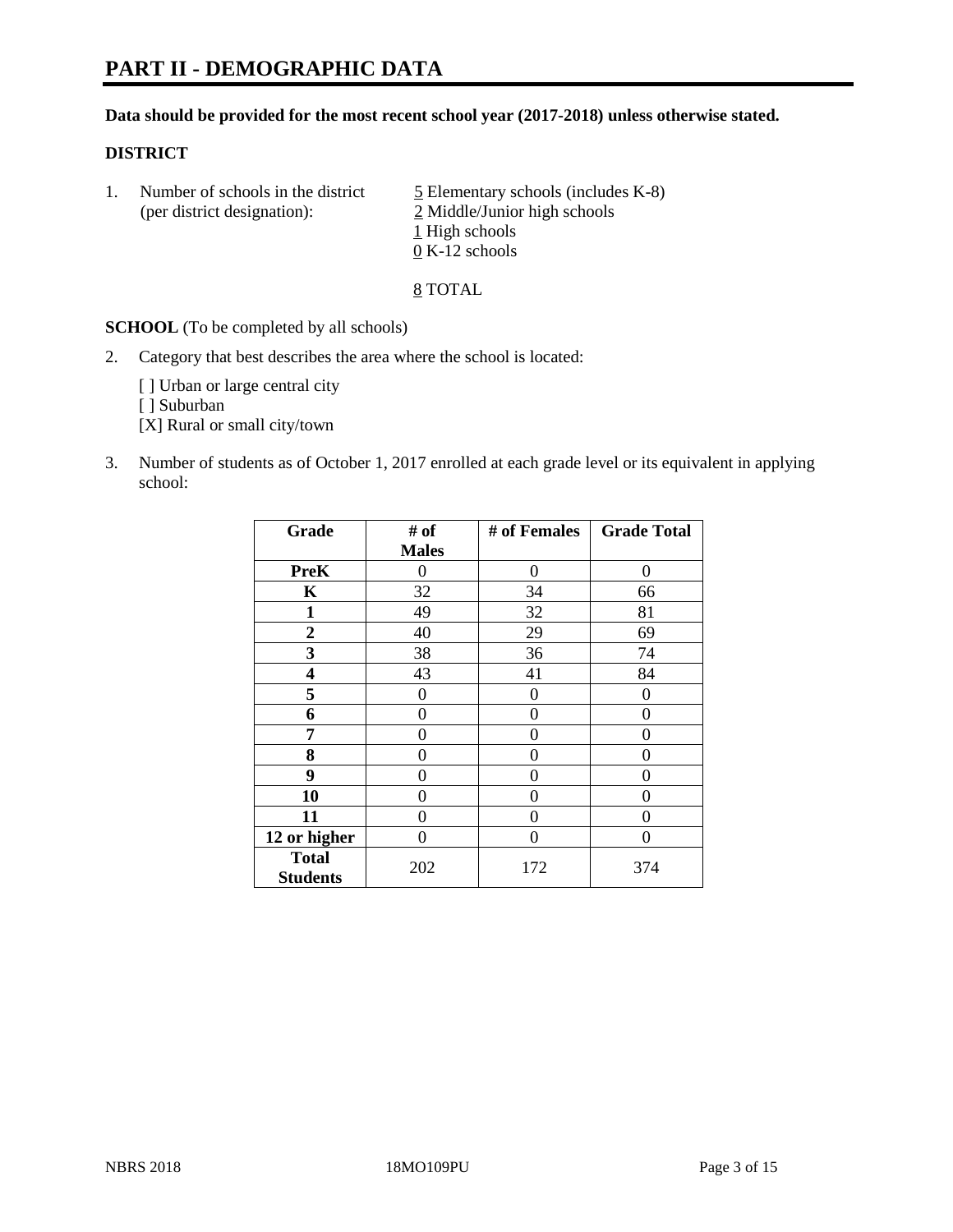# PART II - DEMOGRAPHIC DATA

**Data should be provided for the most recent school year (2017-2018) unless otherwise stated.**

**DISTRICT**

1. Number of schools in the district (per district designation):
   5 Elementary schools (includes K-8)
   2 Middle/Junior high schools
   1 High schools
   0 K-12 schools

   8 TOTAL

**SCHOOL** (To be completed by all schools)

2. Category that best describes the area where the school is located:

   [ ] Urban or large central city
   [ ] Suburban
   [X] Rural or small city/town

3. Number of students as of October 1, 2017 enrolled at each grade level or its equivalent in applying school:

| Grade | # of Males | # of Females | Grade Total |
|---|---|---|---|
| PreK | 0 | 0 | 0 |
| K | 32 | 34 | 66 |
| 1 | 49 | 32 | 81 |
| 2 | 40 | 29 | 69 |
| 3 | 38 | 36 | 74 |
| 4 | 43 | 41 | 84 |
| 5 | 0 | 0 | 0 |
| 6 | 0 | 0 | 0 |
| 7 | 0 | 0 | 0 |
| 8 | 0 | 0 | 0 |
| 9 | 0 | 0 | 0 |
| 10 | 0 | 0 | 0 |
| 11 | 0 | 0 | 0 |
| 12 or higher | 0 | 0 | 0 |
| Total Students | 202 | 172 | 374 |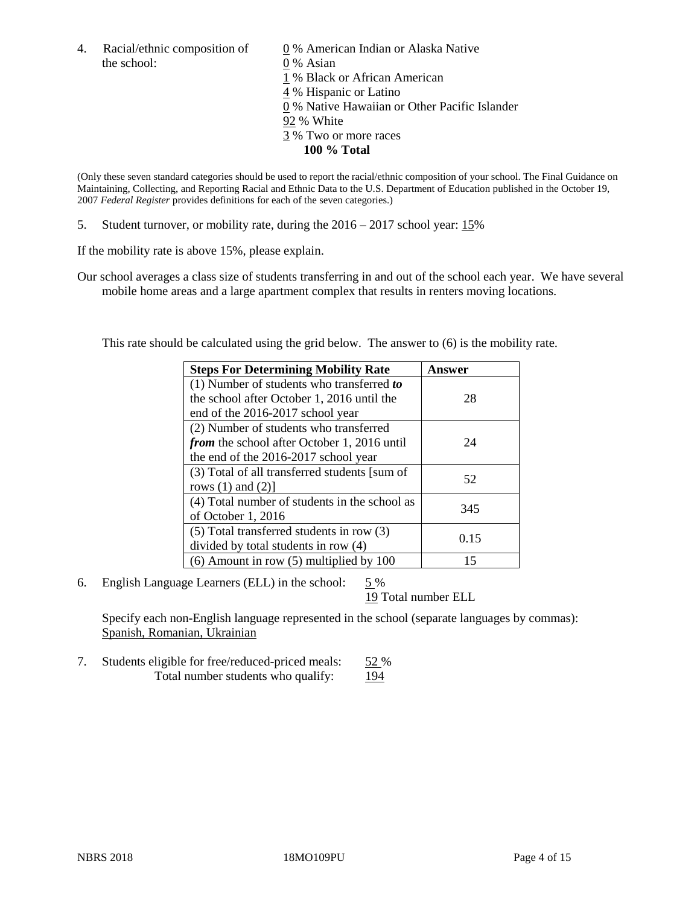4. Racial/ethnic composition of the school:

0 % American Indian or Alaska Native
0 % Asian
1 % Black or African American
4 % Hispanic or Latino
0 % Native Hawaiian or Other Pacific Islander
92 % White
3 % Two or more races
**100 % Total**

(Only these seven standard categories should be used to report the racial/ethnic composition of your school. The Final Guidance on Maintaining, Collecting, and Reporting Racial and Ethnic Data to the U.S. Department of Education published in the October 19, 2007 *Federal Register* provides definitions for each of the seven categories.)

5. Student turnover, or mobility rate, during the 2016 – 2017 school year: 15%

If the mobility rate is above 15%, please explain.

Our school averages a class size of students transferring in and out of the school each year. We have several mobile home areas and a large apartment complex that results in renters moving locations.

This rate should be calculated using the grid below. The answer to (6) is the mobility rate.

| Steps For Determining Mobility Rate | Answer |
|---|---|
| (1) Number of students who transferred ***to*** the school after October 1, 2016 until the end of the 2016-2017 school year | 28 |
| (2) Number of students who transferred ***from*** the school after October 1, 2016 until the end of the 2016-2017 school year | 24 |
| (3) Total of all transferred students [sum of rows (1) and (2)] | 52 |
| (4) Total number of students in the school as of October 1, 2016 | 345 |
| (5) Total transferred students in row (3) divided by total students in row (4) | 0.15 |
| (6) Amount in row (5) multiplied by 100 | 15 |

6. English Language Learners (ELL) in the school: 5 %
19 Total number ELL

Specify each non-English language represented in the school (separate languages by commas):
Spanish, Romanian, Ukrainian

7. Students eligible for free/reduced-priced meals: 52 %
Total number students who qualify: 194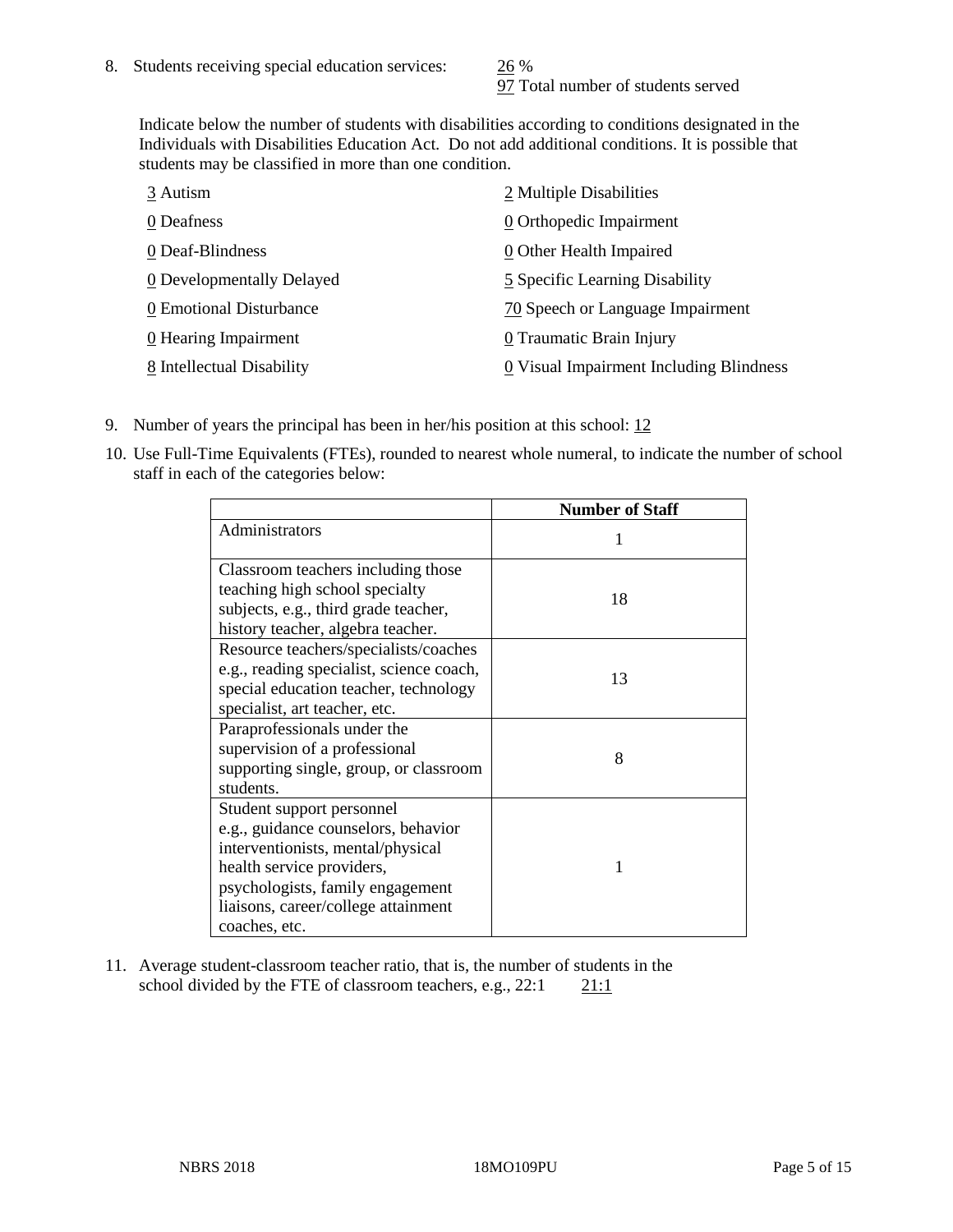8. Students receiving special education services: 26 %
97 Total number of students served

Indicate below the number of students with disabilities according to conditions designated in the Individuals with Disabilities Education Act. Do not add additional conditions. It is possible that students may be classified in more than one condition.

3 Autism
0 Deafness
0 Deaf-Blindness
0 Developmentally Delayed
0 Emotional Disturbance
0 Hearing Impairment
8 Intellectual Disability
2 Multiple Disabilities
0 Orthopedic Impairment
0 Other Health Impaired
5 Specific Learning Disability
70 Speech or Language Impairment
0 Traumatic Brain Injury
0 Visual Impairment Including Blindness

9. Number of years the principal has been in her/his position at this school: 12

10. Use Full-Time Equivalents (FTEs), rounded to nearest whole numeral, to indicate the number of school staff in each of the categories below:

| | Number of Staff |
|---|---|
| Administrators | 1 |
| Classroom teachers including those teaching high school specialty subjects, e.g., third grade teacher, history teacher, algebra teacher. | 18 |
| Resource teachers/specialists/coaches e.g., reading specialist, science coach, special education teacher, technology specialist, art teacher, etc. | 13 |
| Paraprofessionals under the supervision of a professional supporting single, group, or classroom students. | 8 |
| Student support personnel e.g., guidance counselors, behavior interventionists, mental/physical health service providers, psychologists, family engagement liaisons, career/college attainment coaches, etc. | 1 |

11. Average student-classroom teacher ratio, that is, the number of students in the school divided by the FTE of classroom teachers, e.g., 22:1 21:1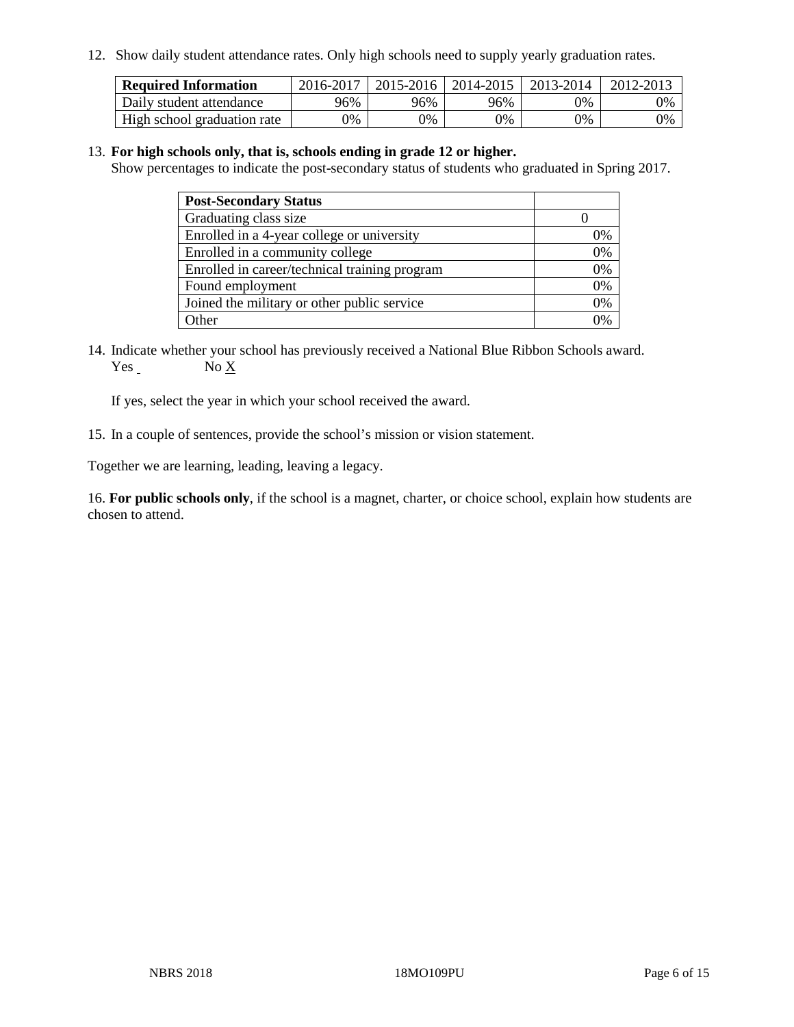12. Show daily student attendance rates. Only high schools need to supply yearly graduation rates.

| Required Information | 2016-2017 | 2015-2016 | 2014-2015 | 2013-2014 | 2012-2013 |
|---|---|---|---|---|---|
| Daily student attendance | 96% | 96% | 96% | 0% | 0% |
| High school graduation rate | 0% | 0% | 0% | 0% | 0% |

13. **For high schools only, that is, schools ending in grade 12 or higher.**
Show percentages to indicate the post-secondary status of students who graduated in Spring 2017.

| Post-Secondary Status | |
|---|---|
| Graduating class size | 0 |
| Enrolled in a 4-year college or university | 0% |
| Enrolled in a community college | 0% |
| Enrolled in career/technical training program | 0% |
| Found employment | 0% |
| Joined the military or other public service | 0% |
| Other | 0% |

14. Indicate whether your school has previously received a National Blue Ribbon Schools award.
Yes ___ No X

If yes, select the year in which your school received the award.

15. In a couple of sentences, provide the school's mission or vision statement.

Together we are learning, leading, leaving a legacy.

16. **For public schools only**, if the school is a magnet, charter, or choice school, explain how students are chosen to attend.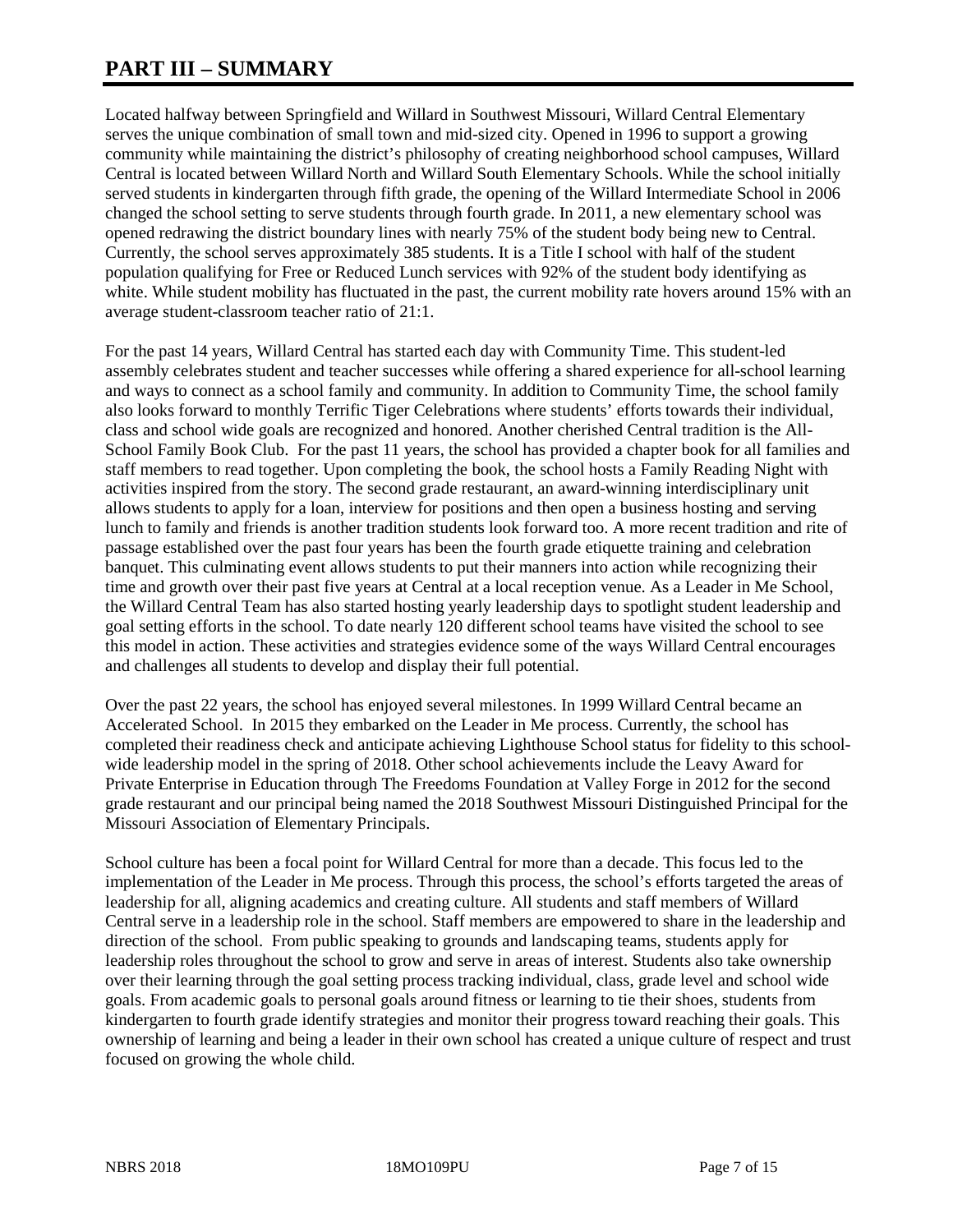# PART III – SUMMARY

Located halfway between Springfield and Willard in Southwest Missouri, Willard Central Elementary serves the unique combination of small town and mid-sized city. Opened in 1996 to support a growing community while maintaining the district's philosophy of creating neighborhood school campuses, Willard Central is located between Willard North and Willard South Elementary Schools. While the school initially served students in kindergarten through fifth grade, the opening of the Willard Intermediate School in 2006 changed the school setting to serve students through fourth grade. In 2011, a new elementary school was opened redrawing the district boundary lines with nearly 75% of the student body being new to Central. Currently, the school serves approximately 385 students. It is a Title I school with half of the student population qualifying for Free or Reduced Lunch services with 92% of the student body identifying as white. While student mobility has fluctuated in the past, the current mobility rate hovers around 15% with an average student-classroom teacher ratio of 21:1.

For the past 14 years, Willard Central has started each day with Community Time. This student-led assembly celebrates student and teacher successes while offering a shared experience for all-school learning and ways to connect as a school family and community. In addition to Community Time, the school family also looks forward to monthly Terrific Tiger Celebrations where students' efforts towards their individual, class and school wide goals are recognized and honored. Another cherished Central tradition is the All-School Family Book Club. For the past 11 years, the school has provided a chapter book for all families and staff members to read together. Upon completing the book, the school hosts a Family Reading Night with activities inspired from the story. The second grade restaurant, an award-winning interdisciplinary unit allows students to apply for a loan, interview for positions and then open a business hosting and serving lunch to family and friends is another tradition students look forward too. A more recent tradition and rite of passage established over the past four years has been the fourth grade etiquette training and celebration banquet. This culminating event allows students to put their manners into action while recognizing their time and growth over their past five years at Central at a local reception venue. As a Leader in Me School, the Willard Central Team has also started hosting yearly leadership days to spotlight student leadership and goal setting efforts in the school. To date nearly 120 different school teams have visited the school to see this model in action. These activities and strategies evidence some of the ways Willard Central encourages and challenges all students to develop and display their full potential.

Over the past 22 years, the school has enjoyed several milestones. In 1999 Willard Central became an Accelerated School. In 2015 they embarked on the Leader in Me process. Currently, the school has completed their readiness check and anticipate achieving Lighthouse School status for fidelity to this school-wide leadership model in the spring of 2018. Other school achievements include the Leavy Award for Private Enterprise in Education through The Freedoms Foundation at Valley Forge in 2012 for the second grade restaurant and our principal being named the 2018 Southwest Missouri Distinguished Principal for the Missouri Association of Elementary Principals.

School culture has been a focal point for Willard Central for more than a decade. This focus led to the implementation of the Leader in Me process. Through this process, the school's efforts targeted the areas of leadership for all, aligning academics and creating culture. All students and staff members of Willard Central serve in a leadership role in the school. Staff members are empowered to share in the leadership and direction of the school. From public speaking to grounds and landscaping teams, students apply for leadership roles throughout the school to grow and serve in areas of interest. Students also take ownership over their learning through the goal setting process tracking individual, class, grade level and school wide goals. From academic goals to personal goals around fitness or learning to tie their shoes, students from kindergarten to fourth grade identify strategies and monitor their progress toward reaching their goals. This ownership of learning and being a leader in their own school has created a unique culture of respect and trust focused on growing the whole child.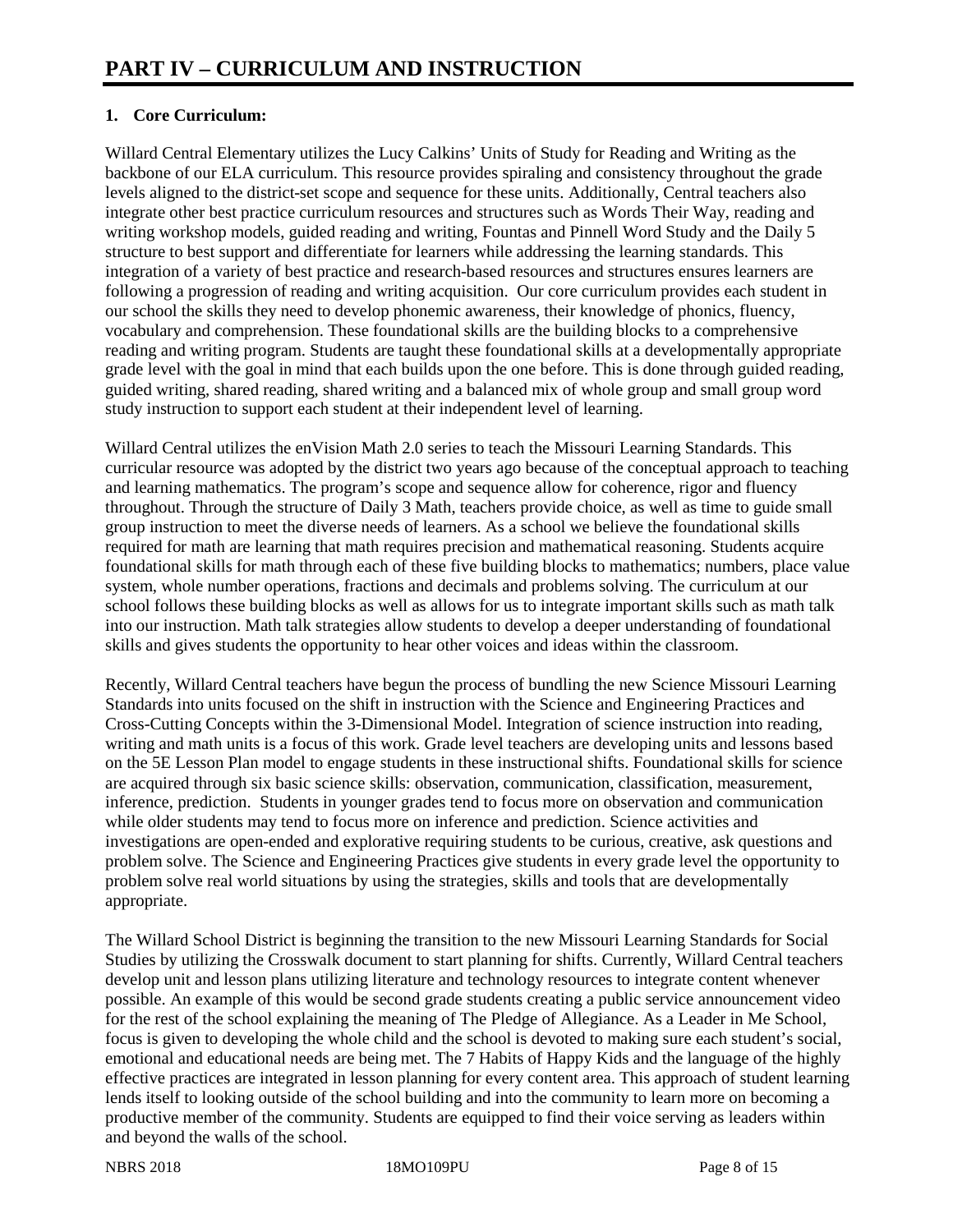# PART IV – CURRICULUM AND INSTRUCTION

**1. Core Curriculum:**

Willard Central Elementary utilizes the Lucy Calkins' Units of Study for Reading and Writing as the backbone of our ELA curriculum. This resource provides spiraling and consistency throughout the grade levels aligned to the district-set scope and sequence for these units. Additionally, Central teachers also integrate other best practice curriculum resources and structures such as Words Their Way, reading and writing workshop models, guided reading and writing, Fountas and Pinnell Word Study and the Daily 5 structure to best support and differentiate for learners while addressing the learning standards. This integration of a variety of best practice and research-based resources and structures ensures learners are following a progression of reading and writing acquisition. Our core curriculum provides each student in our school the skills they need to develop phonemic awareness, their knowledge of phonics, fluency, vocabulary and comprehension. These foundational skills are the building blocks to a comprehensive reading and writing program. Students are taught these foundational skills at a developmentally appropriate grade level with the goal in mind that each builds upon the one before. This is done through guided reading, guided writing, shared reading, shared writing and a balanced mix of whole group and small group word study instruction to support each student at their independent level of learning.

Willard Central utilizes the enVision Math 2.0 series to teach the Missouri Learning Standards. This curricular resource was adopted by the district two years ago because of the conceptual approach to teaching and learning mathematics. The program's scope and sequence allow for coherence, rigor and fluency throughout. Through the structure of Daily 3 Math, teachers provide choice, as well as time to guide small group instruction to meet the diverse needs of learners. As a school we believe the foundational skills required for math are learning that math requires precision and mathematical reasoning. Students acquire foundational skills for math through each of these five building blocks to mathematics; numbers, place value system, whole number operations, fractions and decimals and problems solving. The curriculum at our school follows these building blocks as well as allows for us to integrate important skills such as math talk into our instruction. Math talk strategies allow students to develop a deeper understanding of foundational skills and gives students the opportunity to hear other voices and ideas within the classroom.

Recently, Willard Central teachers have begun the process of bundling the new Science Missouri Learning Standards into units focused on the shift in instruction with the Science and Engineering Practices and Cross-Cutting Concepts within the 3-Dimensional Model. Integration of science instruction into reading, writing and math units is a focus of this work. Grade level teachers are developing units and lessons based on the 5E Lesson Plan model to engage students in these instructional shifts. Foundational skills for science are acquired through six basic science skills: observation, communication, classification, measurement, inference, prediction. Students in younger grades tend to focus more on observation and communication while older students may tend to focus more on inference and prediction. Science activities and investigations are open-ended and explorative requiring students to be curious, creative, ask questions and problem solve. The Science and Engineering Practices give students in every grade level the opportunity to problem solve real world situations by using the strategies, skills and tools that are developmentally appropriate.

The Willard School District is beginning the transition to the new Missouri Learning Standards for Social Studies by utilizing the Crosswalk document to start planning for shifts. Currently, Willard Central teachers develop unit and lesson plans utilizing literature and technology resources to integrate content whenever possible. An example of this would be second grade students creating a public service announcement video for the rest of the school explaining the meaning of The Pledge of Allegiance. As a Leader in Me School, focus is given to developing the whole child and the school is devoted to making sure each student's social, emotional and educational needs are being met. The 7 Habits of Happy Kids and the language of the highly effective practices are integrated in lesson planning for every content area. This approach of student learning lends itself to looking outside of the school building and into the community to learn more on becoming a productive member of the community. Students are equipped to find their voice serving as leaders within and beyond the walls of the school.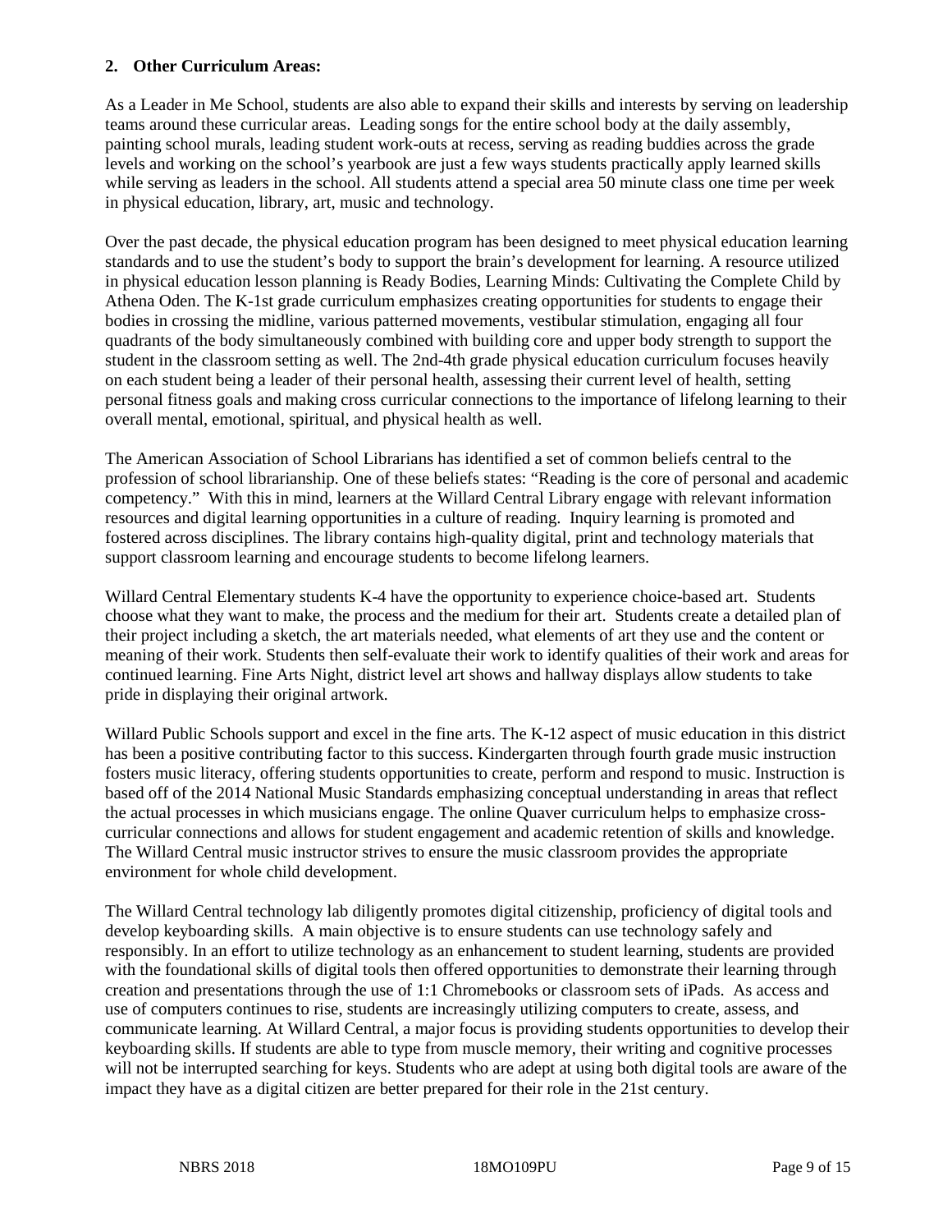**2. Other Curriculum Areas:**

As a Leader in Me School, students are also able to expand their skills and interests by serving on leadership teams around these curricular areas. Leading songs for the entire school body at the daily assembly, painting school murals, leading student work-outs at recess, serving as reading buddies across the grade levels and working on the school's yearbook are just a few ways students practically apply learned skills while serving as leaders in the school. All students attend a special area 50 minute class one time per week in physical education, library, art, music and technology.

Over the past decade, the physical education program has been designed to meet physical education learning standards and to use the student's body to support the brain's development for learning. A resource utilized in physical education lesson planning is Ready Bodies, Learning Minds: Cultivating the Complete Child by Athena Oden. The K-1st grade curriculum emphasizes creating opportunities for students to engage their bodies in crossing the midline, various patterned movements, vestibular stimulation, engaging all four quadrants of the body simultaneously combined with building core and upper body strength to support the student in the classroom setting as well. The 2nd-4th grade physical education curriculum focuses heavily on each student being a leader of their personal health, assessing their current level of health, setting personal fitness goals and making cross curricular connections to the importance of lifelong learning to their overall mental, emotional, spiritual, and physical health as well.

The American Association of School Librarians has identified a set of common beliefs central to the profession of school librarianship. One of these beliefs states: "Reading is the core of personal and academic competency." With this in mind, learners at the Willard Central Library engage with relevant information resources and digital learning opportunities in a culture of reading. Inquiry learning is promoted and fostered across disciplines. The library contains high-quality digital, print and technology materials that support classroom learning and encourage students to become lifelong learners.

Willard Central Elementary students K-4 have the opportunity to experience choice-based art. Students choose what they want to make, the process and the medium for their art. Students create a detailed plan of their project including a sketch, the art materials needed, what elements of art they use and the content or meaning of their work. Students then self-evaluate their work to identify qualities of their work and areas for continued learning. Fine Arts Night, district level art shows and hallway displays allow students to take pride in displaying their original artwork.

Willard Public Schools support and excel in the fine arts. The K-12 aspect of music education in this district has been a positive contributing factor to this success. Kindergarten through fourth grade music instruction fosters music literacy, offering students opportunities to create, perform and respond to music. Instruction is based off of the 2014 National Music Standards emphasizing conceptual understanding in areas that reflect the actual processes in which musicians engage. The online Quaver curriculum helps to emphasize cross-curricular connections and allows for student engagement and academic retention of skills and knowledge. The Willard Central music instructor strives to ensure the music classroom provides the appropriate environment for whole child development.

The Willard Central technology lab diligently promotes digital citizenship, proficiency of digital tools and develop keyboarding skills. A main objective is to ensure students can use technology safely and responsibly. In an effort to utilize technology as an enhancement to student learning, students are provided with the foundational skills of digital tools then offered opportunities to demonstrate their learning through creation and presentations through the use of 1:1 Chromebooks or classroom sets of iPads. As access and use of computers continues to rise, students are increasingly utilizing computers to create, assess, and communicate learning. At Willard Central, a major focus is providing students opportunities to develop their keyboarding skills. If students are able to type from muscle memory, their writing and cognitive processes will not be interrupted searching for keys. Students who are adept at using both digital tools are aware of the impact they have as a digital citizen are better prepared for their role in the 21st century.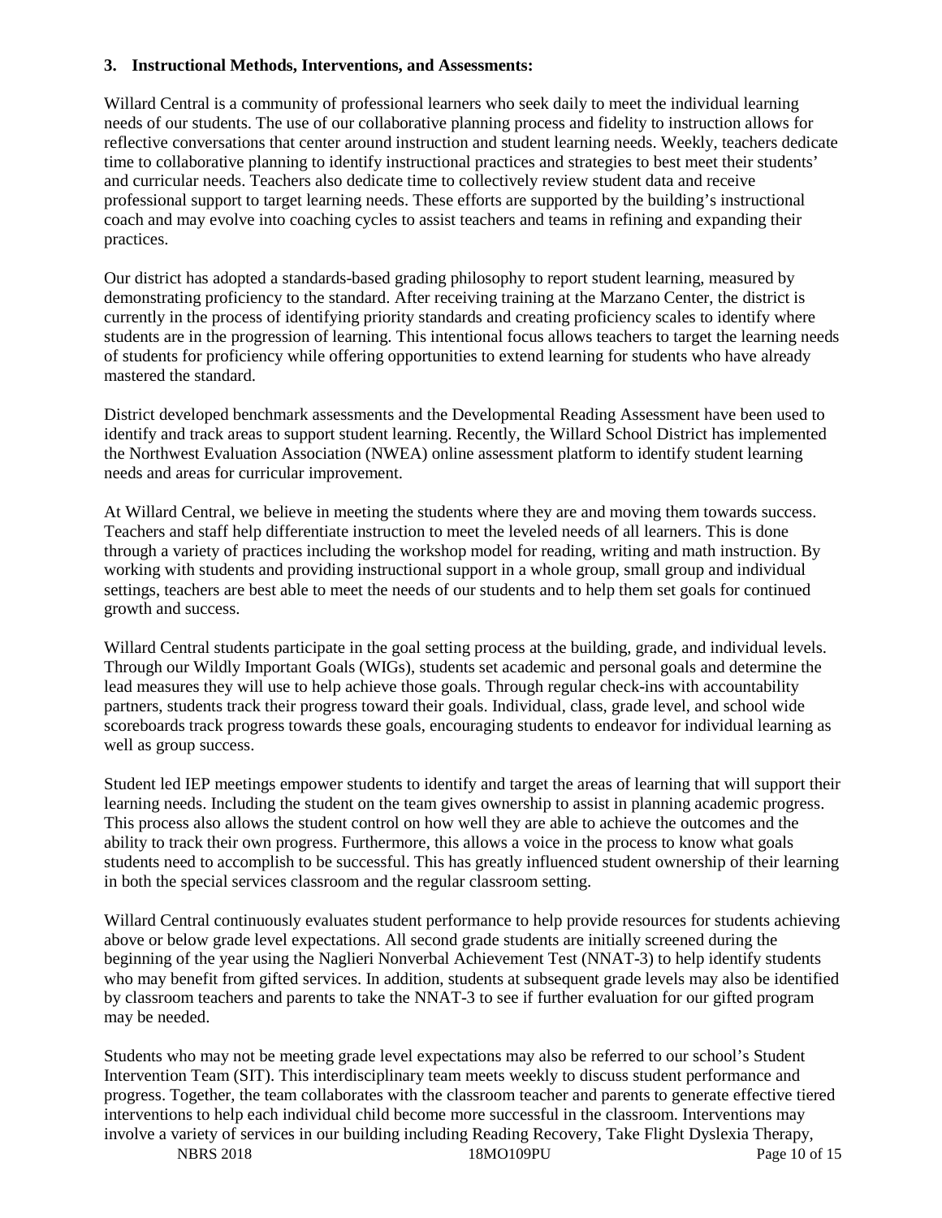**3. Instructional Methods, Interventions, and Assessments:**

Willard Central is a community of professional learners who seek daily to meet the individual learning needs of our students. The use of our collaborative planning process and fidelity to instruction allows for reflective conversations that center around instruction and student learning needs. Weekly, teachers dedicate time to collaborative planning to identify instructional practices and strategies to best meet their students' and curricular needs. Teachers also dedicate time to collectively review student data and receive professional support to target learning needs. These efforts are supported by the building's instructional coach and may evolve into coaching cycles to assist teachers and teams in refining and expanding their practices.

Our district has adopted a standards-based grading philosophy to report student learning, measured by demonstrating proficiency to the standard. After receiving training at the Marzano Center, the district is currently in the process of identifying priority standards and creating proficiency scales to identify where students are in the progression of learning. This intentional focus allows teachers to target the learning needs of students for proficiency while offering opportunities to extend learning for students who have already mastered the standard.

District developed benchmark assessments and the Developmental Reading Assessment have been used to identify and track areas to support student learning. Recently, the Willard School District has implemented the Northwest Evaluation Association (NWEA) online assessment platform to identify student learning needs and areas for curricular improvement.

At Willard Central, we believe in meeting the students where they are and moving them towards success. Teachers and staff help differentiate instruction to meet the leveled needs of all learners. This is done through a variety of practices including the workshop model for reading, writing and math instruction. By working with students and providing instructional support in a whole group, small group and individual settings, teachers are best able to meet the needs of our students and to help them set goals for continued growth and success.

Willard Central students participate in the goal setting process at the building, grade, and individual levels. Through our Wildly Important Goals (WIGs), students set academic and personal goals and determine the lead measures they will use to help achieve those goals. Through regular check-ins with accountability partners, students track their progress toward their goals. Individual, class, grade level, and school wide scoreboards track progress towards these goals, encouraging students to endeavor for individual learning as well as group success.

Student led IEP meetings empower students to identify and target the areas of learning that will support their learning needs. Including the student on the team gives ownership to assist in planning academic progress. This process also allows the student control on how well they are able to achieve the outcomes and the ability to track their own progress. Furthermore, this allows a voice in the process to know what goals students need to accomplish to be successful. This has greatly influenced student ownership of their learning in both the special services classroom and the regular classroom setting.

Willard Central continuously evaluates student performance to help provide resources for students achieving above or below grade level expectations. All second grade students are initially screened during the beginning of the year using the Naglieri Nonverbal Achievement Test (NNAT-3) to help identify students who may benefit from gifted services. In addition, students at subsequent grade levels may also be identified by classroom teachers and parents to take the NNAT-3 to see if further evaluation for our gifted program may be needed.

Students who may not be meeting grade level expectations may also be referred to our school's Student Intervention Team (SIT). This interdisciplinary team meets weekly to discuss student performance and progress. Together, the team collaborates with the classroom teacher and parents to generate effective tiered interventions to help each individual child become more successful in the classroom. Interventions may involve a variety of services in our building including Reading Recovery, Take Flight Dyslexia Therapy,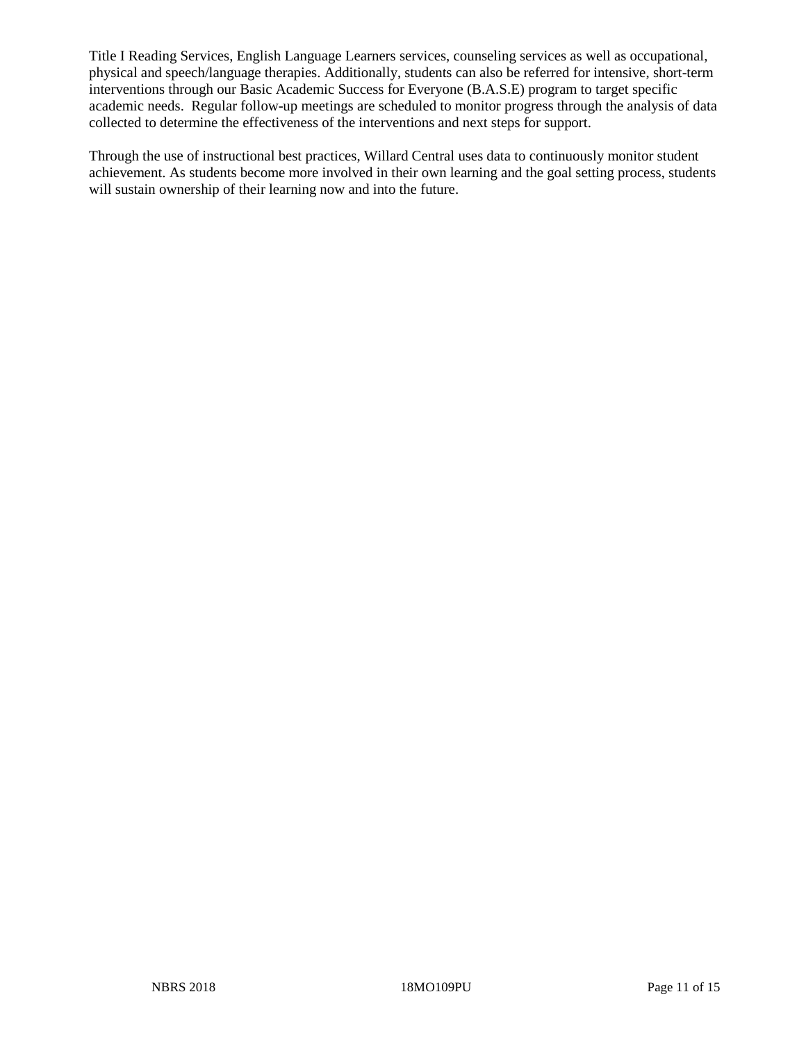Title I Reading Services, English Language Learners services, counseling services as well as occupational, physical and speech/language therapies. Additionally, students can also be referred for intensive, short-term interventions through our Basic Academic Success for Everyone (B.A.S.E) program to target specific academic needs. Regular follow-up meetings are scheduled to monitor progress through the analysis of data collected to determine the effectiveness of the interventions and next steps for support.

Through the use of instructional best practices, Willard Central uses data to continuously monitor student achievement. As students become more involved in their own learning and the goal setting process, students will sustain ownership of their learning now and into the future.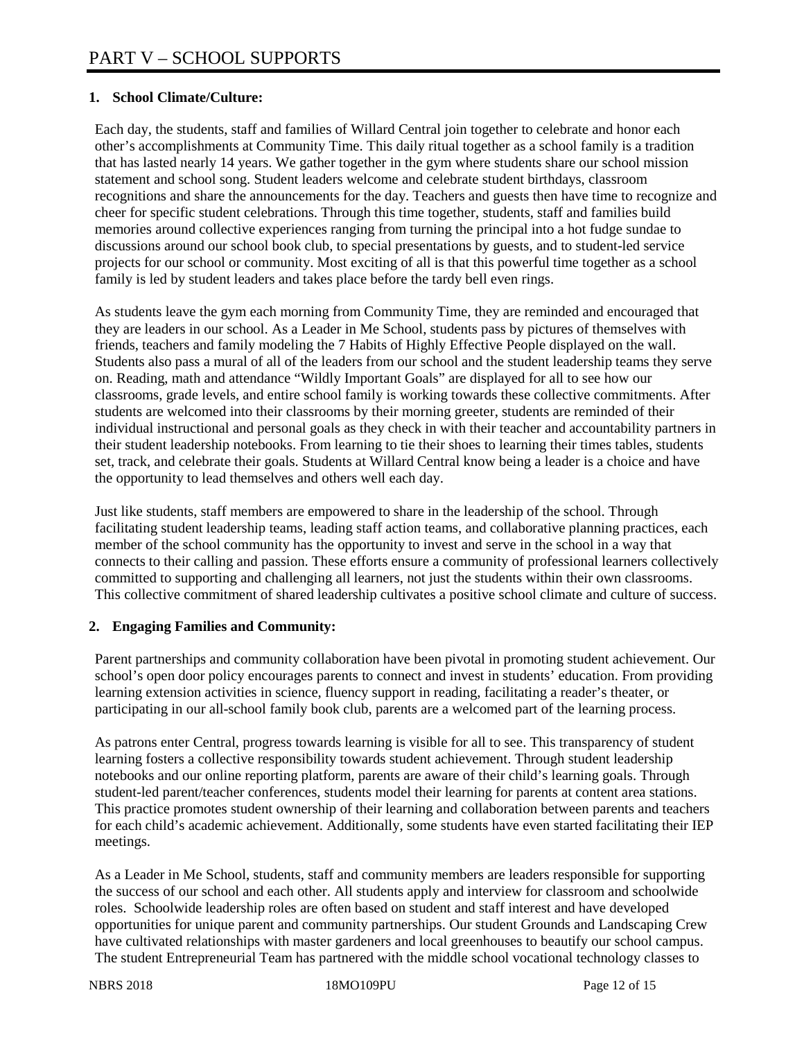# PART V – SCHOOL SUPPORTS

**1. School Climate/Culture:**

Each day, the students, staff and families of Willard Central join together to celebrate and honor each other's accomplishments at Community Time. This daily ritual together as a school family is a tradition that has lasted nearly 14 years. We gather together in the gym where students share our school mission statement and school song. Student leaders welcome and celebrate student birthdays, classroom recognitions and share the announcements for the day. Teachers and guests then have time to recognize and cheer for specific student celebrations. Through this time together, students, staff and families build memories around collective experiences ranging from turning the principal into a hot fudge sundae to discussions around our school book club, to special presentations by guests, and to student-led service projects for our school or community. Most exciting of all is that this powerful time together as a school family is led by student leaders and takes place before the tardy bell even rings.

As students leave the gym each morning from Community Time, they are reminded and encouraged that they are leaders in our school. As a Leader in Me School, students pass by pictures of themselves with friends, teachers and family modeling the 7 Habits of Highly Effective People displayed on the wall. Students also pass a mural of all of the leaders from our school and the student leadership teams they serve on. Reading, math and attendance "Wildly Important Goals" are displayed for all to see how our classrooms, grade levels, and entire school family is working towards these collective commitments. After students are welcomed into their classrooms by their morning greeter, students are reminded of their individual instructional and personal goals as they check in with their teacher and accountability partners in their student leadership notebooks. From learning to tie their shoes to learning their times tables, students set, track, and celebrate their goals. Students at Willard Central know being a leader is a choice and have the opportunity to lead themselves and others well each day.

Just like students, staff members are empowered to share in the leadership of the school. Through facilitating student leadership teams, leading staff action teams, and collaborative planning practices, each member of the school community has the opportunity to invest and serve in the school in a way that connects to their calling and passion. These efforts ensure a community of professional learners collectively committed to supporting and challenging all learners, not just the students within their own classrooms. This collective commitment of shared leadership cultivates a positive school climate and culture of success.

**2. Engaging Families and Community:**

Parent partnerships and community collaboration have been pivotal in promoting student achievement. Our school's open door policy encourages parents to connect and invest in students' education. From providing learning extension activities in science, fluency support in reading, facilitating a reader's theater, or participating in our all-school family book club, parents are a welcomed part of the learning process.

As patrons enter Central, progress towards learning is visible for all to see. This transparency of student learning fosters a collective responsibility towards student achievement. Through student leadership notebooks and our online reporting platform, parents are aware of their child's learning goals. Through student-led parent/teacher conferences, students model their learning for parents at content area stations. This practice promotes student ownership of their learning and collaboration between parents and teachers for each child's academic achievement. Additionally, some students have even started facilitating their IEP meetings.

As a Leader in Me School, students, staff and community members are leaders responsible for supporting the success of our school and each other. All students apply and interview for classroom and schoolwide roles. Schoolwide leadership roles are often based on student and staff interest and have developed opportunities for unique parent and community partnerships. Our student Grounds and Landscaping Crew have cultivated relationships with master gardeners and local greenhouses to beautify our school campus. The student Entrepreneurial Team has partnered with the middle school vocational technology classes to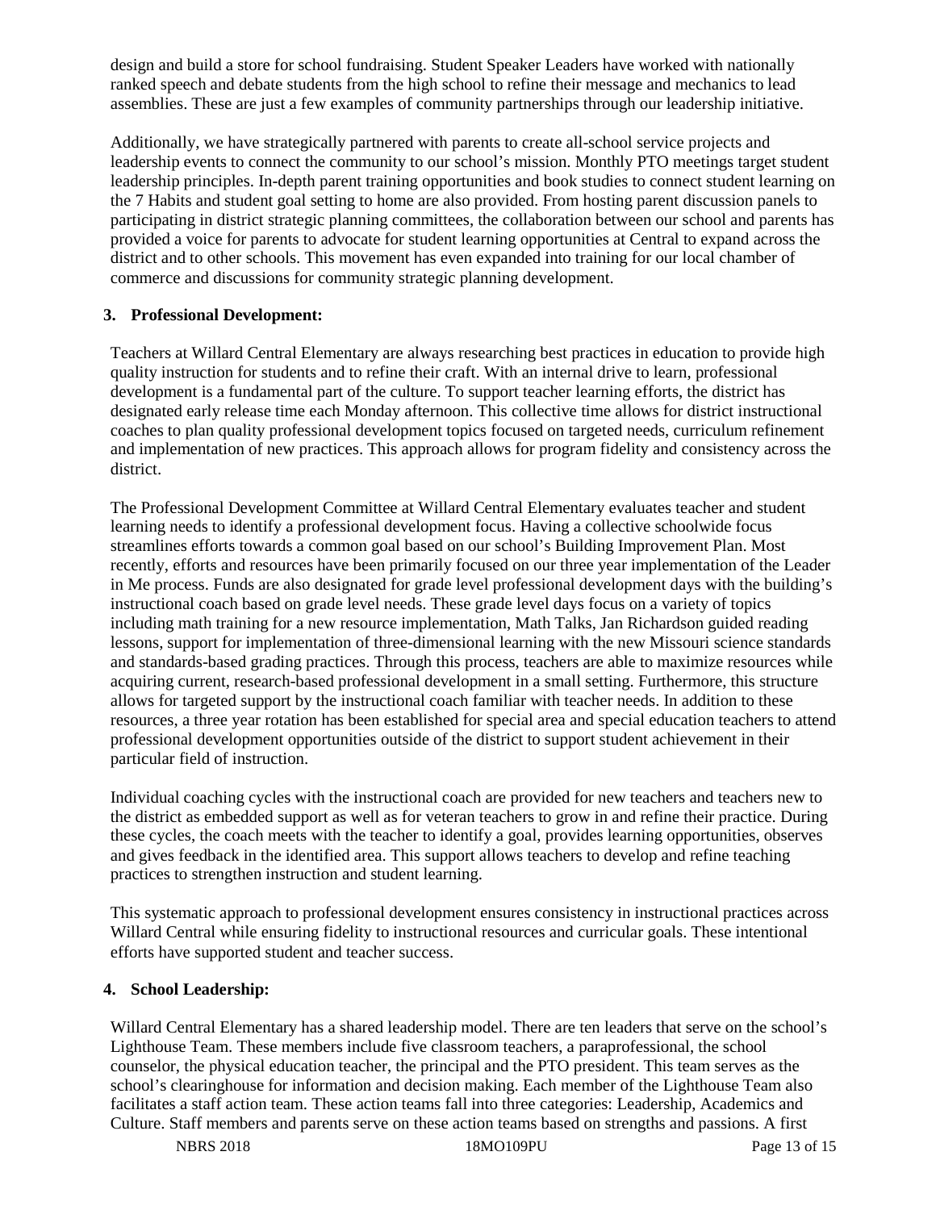design and build a store for school fundraising. Student Speaker Leaders have worked with nationally ranked speech and debate students from the high school to refine their message and mechanics to lead assemblies. These are just a few examples of community partnerships through our leadership initiative.

Additionally, we have strategically partnered with parents to create all-school service projects and leadership events to connect the community to our school's mission. Monthly PTO meetings target student leadership principles. In-depth parent training opportunities and book studies to connect student learning on the 7 Habits and student goal setting to home are also provided. From hosting parent discussion panels to participating in district strategic planning committees, the collaboration between our school and parents has provided a voice for parents to advocate for student learning opportunities at Central to expand across the district and to other schools. This movement has even expanded into training for our local chamber of commerce and discussions for community strategic planning development.

**3. Professional Development:**

Teachers at Willard Central Elementary are always researching best practices in education to provide high quality instruction for students and to refine their craft. With an internal drive to learn, professional development is a fundamental part of the culture. To support teacher learning efforts, the district has designated early release time each Monday afternoon. This collective time allows for district instructional coaches to plan quality professional development topics focused on targeted needs, curriculum refinement and implementation of new practices. This approach allows for program fidelity and consistency across the district.

The Professional Development Committee at Willard Central Elementary evaluates teacher and student learning needs to identify a professional development focus. Having a collective schoolwide focus streamlines efforts towards a common goal based on our school's Building Improvement Plan. Most recently, efforts and resources have been primarily focused on our three year implementation of the Leader in Me process. Funds are also designated for grade level professional development days with the building's instructional coach based on grade level needs. These grade level days focus on a variety of topics including math training for a new resource implementation, Math Talks, Jan Richardson guided reading lessons, support for implementation of three-dimensional learning with the new Missouri science standards and standards-based grading practices. Through this process, teachers are able to maximize resources while acquiring current, research-based professional development in a small setting. Furthermore, this structure allows for targeted support by the instructional coach familiar with teacher needs. In addition to these resources, a three year rotation has been established for special area and special education teachers to attend professional development opportunities outside of the district to support student achievement in their particular field of instruction.

Individual coaching cycles with the instructional coach are provided for new teachers and teachers new to the district as embedded support as well as for veteran teachers to grow in and refine their practice. During these cycles, the coach meets with the teacher to identify a goal, provides learning opportunities, observes and gives feedback in the identified area. This support allows teachers to develop and refine teaching practices to strengthen instruction and student learning.

This systematic approach to professional development ensures consistency in instructional practices across Willard Central while ensuring fidelity to instructional resources and curricular goals. These intentional efforts have supported student and teacher success.

**4. School Leadership:**

Willard Central Elementary has a shared leadership model. There are ten leaders that serve on the school's Lighthouse Team. These members include five classroom teachers, a paraprofessional, the school counselor, the physical education teacher, the principal and the PTO president. This team serves as the school's clearinghouse for information and decision making. Each member of the Lighthouse Team also facilitates a staff action team. These action teams fall into three categories: Leadership, Academics and Culture. Staff members and parents serve on these action teams based on strengths and passions. A first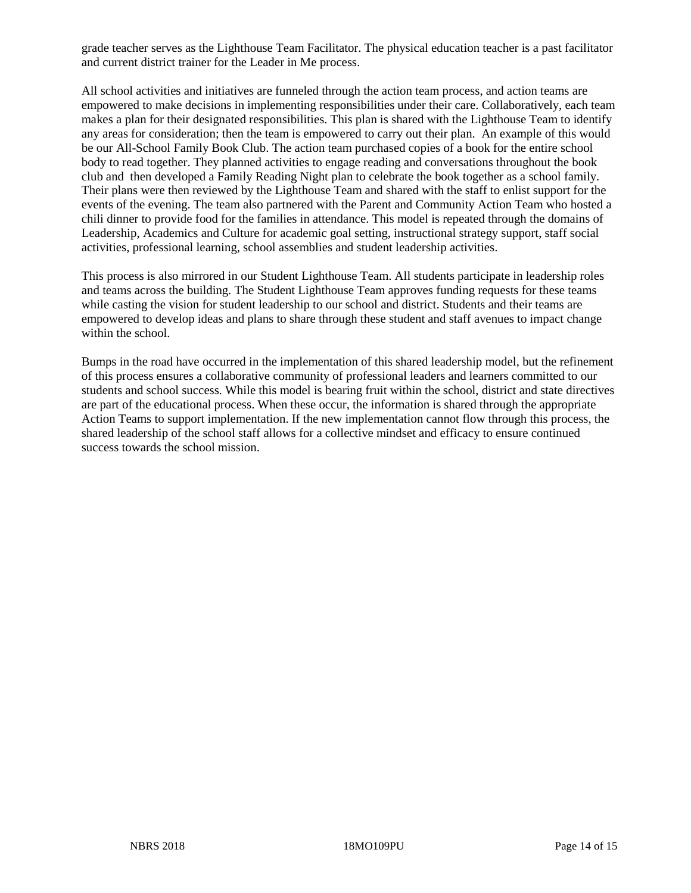grade teacher serves as the Lighthouse Team Facilitator. The physical education teacher is a past facilitator and current district trainer for the Leader in Me process.

All school activities and initiatives are funneled through the action team process, and action teams are empowered to make decisions in implementing responsibilities under their care. Collaboratively, each team makes a plan for their designated responsibilities. This plan is shared with the Lighthouse Team to identify any areas for consideration; then the team is empowered to carry out their plan. An example of this would be our All-School Family Book Club. The action team purchased copies of a book for the entire school body to read together. They planned activities to engage reading and conversations throughout the book club and then developed a Family Reading Night plan to celebrate the book together as a school family. Their plans were then reviewed by the Lighthouse Team and shared with the staff to enlist support for the events of the evening. The team also partnered with the Parent and Community Action Team who hosted a chili dinner to provide food for the families in attendance. This model is repeated through the domains of Leadership, Academics and Culture for academic goal setting, instructional strategy support, staff social activities, professional learning, school assemblies and student leadership activities.

This process is also mirrored in our Student Lighthouse Team. All students participate in leadership roles and teams across the building. The Student Lighthouse Team approves funding requests for these teams while casting the vision for student leadership to our school and district. Students and their teams are empowered to develop ideas and plans to share through these student and staff avenues to impact change within the school.

Bumps in the road have occurred in the implementation of this shared leadership model, but the refinement of this process ensures a collaborative community of professional leaders and learners committed to our students and school success. While this model is bearing fruit within the school, district and state directives are part of the educational process. When these occur, the information is shared through the appropriate Action Teams to support implementation. If the new implementation cannot flow through this process, the shared leadership of the school staff allows for a collective mindset and efficacy to ensure continued success towards the school mission.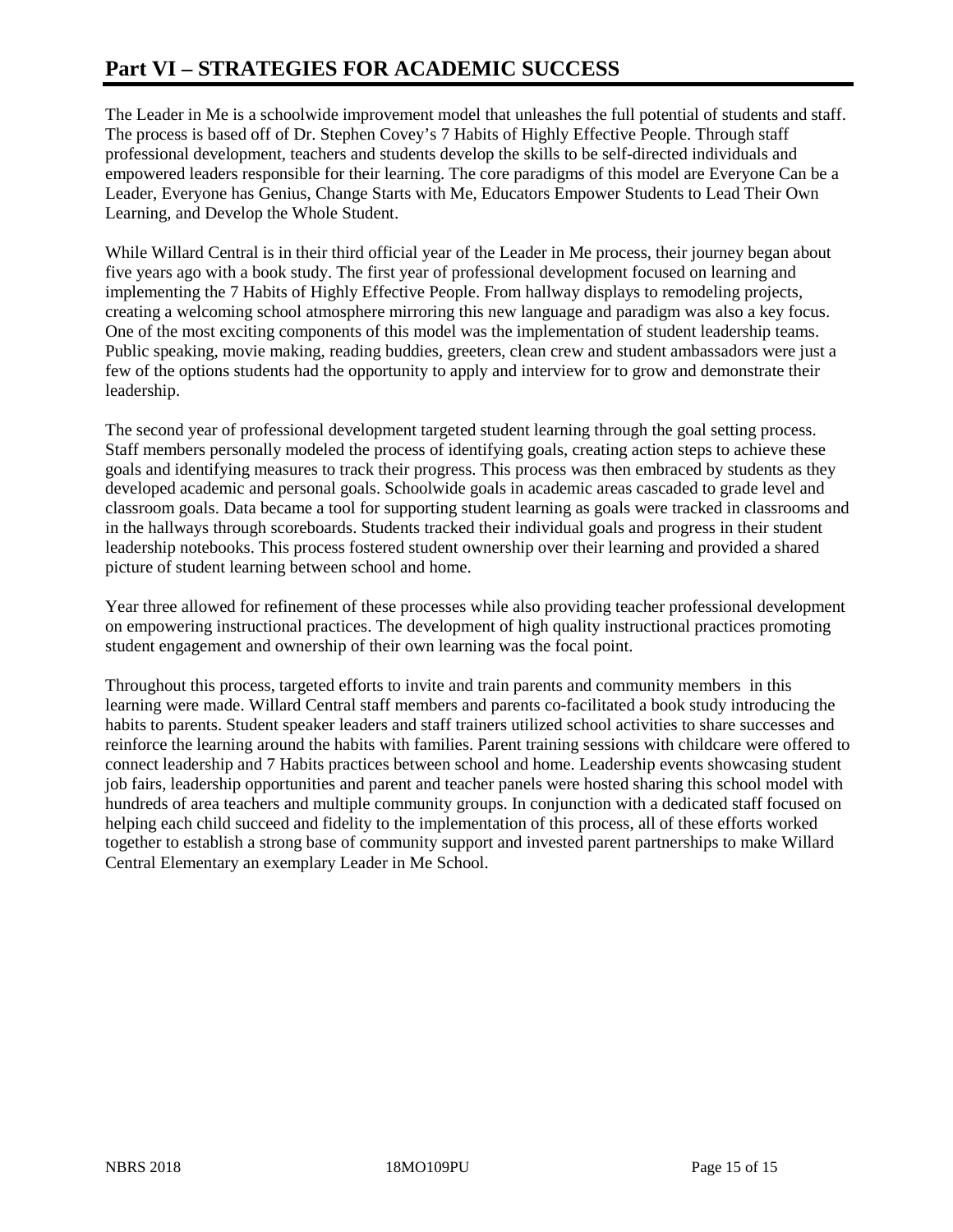# Part VI – STRATEGIES FOR ACADEMIC SUCCESS

The Leader in Me is a schoolwide improvement model that unleashes the full potential of students and staff. The process is based off of Dr. Stephen Covey's 7 Habits of Highly Effective People. Through staff professional development, teachers and students develop the skills to be self-directed individuals and empowered leaders responsible for their learning. The core paradigms of this model are Everyone Can be a Leader, Everyone has Genius, Change Starts with Me, Educators Empower Students to Lead Their Own Learning, and Develop the Whole Student.

While Willard Central is in their third official year of the Leader in Me process, their journey began about five years ago with a book study. The first year of professional development focused on learning and implementing the 7 Habits of Highly Effective People. From hallway displays to remodeling projects, creating a welcoming school atmosphere mirroring this new language and paradigm was also a key focus. One of the most exciting components of this model was the implementation of student leadership teams. Public speaking, movie making, reading buddies, greeters, clean crew and student ambassadors were just a few of the options students had the opportunity to apply and interview for to grow and demonstrate their leadership.

The second year of professional development targeted student learning through the goal setting process. Staff members personally modeled the process of identifying goals, creating action steps to achieve these goals and identifying measures to track their progress. This process was then embraced by students as they developed academic and personal goals. Schoolwide goals in academic areas cascaded to grade level and classroom goals. Data became a tool for supporting student learning as goals were tracked in classrooms and in the hallways through scoreboards. Students tracked their individual goals and progress in their student leadership notebooks. This process fostered student ownership over their learning and provided a shared picture of student learning between school and home.

Year three allowed for refinement of these processes while also providing teacher professional development on empowering instructional practices. The development of high quality instructional practices promoting student engagement and ownership of their own learning was the focal point.

Throughout this process, targeted efforts to invite and train parents and community members in this learning were made. Willard Central staff members and parents co-facilitated a book study introducing the habits to parents. Student speaker leaders and staff trainers utilized school activities to share successes and reinforce the learning around the habits with families. Parent training sessions with childcare were offered to connect leadership and 7 Habits practices between school and home. Leadership events showcasing student job fairs, leadership opportunities and parent and teacher panels were hosted sharing this school model with hundreds of area teachers and multiple community groups. In conjunction with a dedicated staff focused on helping each child succeed and fidelity to the implementation of this process, all of these efforts worked together to establish a strong base of community support and invested parent partnerships to make Willard Central Elementary an exemplary Leader in Me School.